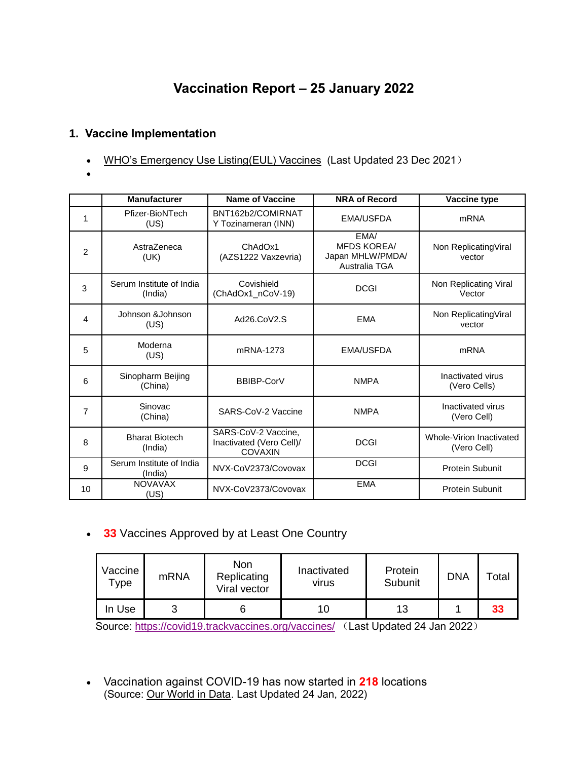# Vaccination Report – 25 January 2022

## 1. Vaccine Implementation

- WHO's Emergency Use Listing(EUL) Vaccines (Last Updated 23 Dec 2021）
-

| | Manufacturer | Name of Vaccine | NRA of Record | Vaccine type |
|---|---|---|---|---|
| 1 | Pfizer-BioNTech (US) | BNT162b2/COMIRNATY Tozinameran (INN) | EMA/USFDA | mRNA |
| 2 | AstraZeneca (UK) | ChAdOx1 (AZS1222 Vaxzevria) | EMA/ MFDS KOREA/ Japan MHLW/PMDA/ Australia TGA | Non ReplicatingViral vector |
| 3 | Serum Institute of India (India) | Covishield (ChAdOx1_nCoV-19) | DCGI | Non Replicating Viral Vector |
| 4 | Johnson &Johnson (US) | Ad26.CoV2.S | EMA | Non ReplicatingViral vector |
| 5 | Moderna (US) | mRNA-1273 | EMA/USFDA | mRNA |
| 6 | Sinopharm Beijing (China) | BBIBP-CorV | NMPA | Inactivated virus (Vero Cells) |
| 7 | Sinovac (China) | SARS-CoV-2 Vaccine | NMPA | Inactivated virus (Vero Cell) |
| 8 | Bharat Biotech (India) | SARS-CoV-2 Vaccine, Inactivated (Vero Cell)/ COVAXIN | DCGI | Whole-Virion Inactivated (Vero Cell) |
| 9 | Serum Institute of India (India) | NVX-CoV2373/Covovax | DCGI | Protein Subunit |
| 10 | NOVAVAX (US) | NVX-CoV2373/Covovax | EMA | Protein Subunit |

- **33** Vaccines Approved by at Least One Country

| Vaccine Type | mRNA | Non Replicating Viral vector | Inactivated virus | Protein Subunit | DNA | Total |
|---|---|---|---|---|---|---|
| In Use | 3 | 6 | 10 | 13 | 1 | **33** |

Source: https://covid19.trackvaccines.org/vaccines/ （Last Updated 24 Jan 2022）

- Vaccination against COVID-19 has now started in **218** locations (Source: Our World in Data. Last Updated 24 Jan, 2022)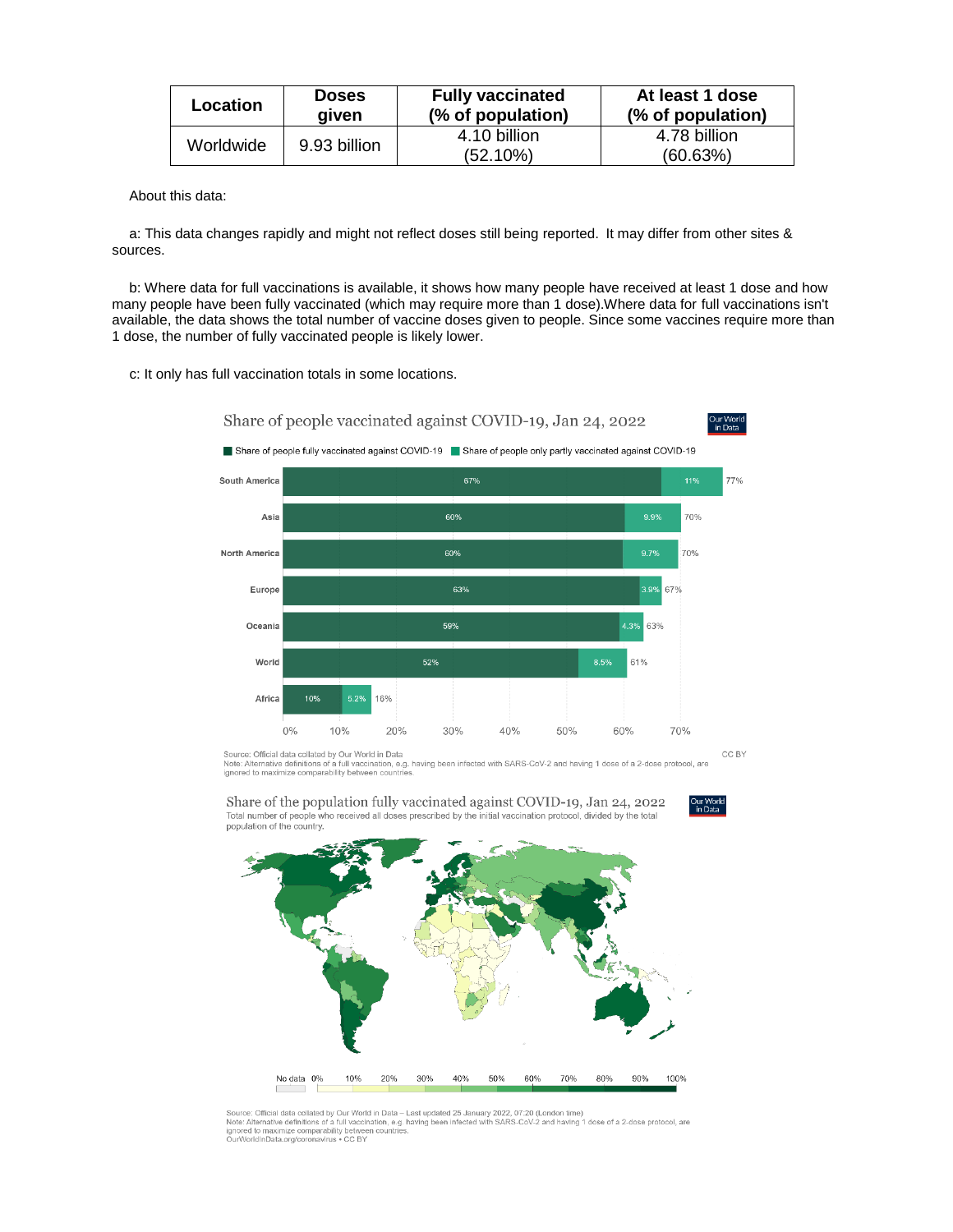| Location | Doses given | Fully vaccinated (% of population) | At least 1 dose (% of population) |
|---|---|---|---|
| Worldwide | 9.93 billion | 4.10 billion (52.10%) | 4.78 billion (60.63%) |

About this data:

a: This data changes rapidly and might not reflect doses still being reported. It may differ from other sites & sources.

b: Where data for full vaccinations is available, it shows how many people have received at least 1 dose and how many people have been fully vaccinated (which may require more than 1 dose).Where data for full vaccinations isn't available, the data shows the total number of vaccine doses given to people. Since some vaccines require more than 1 dose, the number of fully vaccinated people is likely lower.

c: It only has full vaccination totals in some locations.

Share of people vaccinated against COVID-19, Jan 24, 2022

Share of people fully vaccinated against COVID-19 | Share of people only partly vaccinated against COVID-19

| Region | Fully vaccinated | Only partly vaccinated | Total |
|---|---|---|---|
| South America | 67% | 11% | 77% |
| Asia | 60% | 9.9% | 70% |
| North America | 60% | 9.7% | 70% |
| Europe | 63% | 3.9% | 67% |
| Oceania | 59% | 4.3% | 63% |
| World | 52% | 8.5% | 61% |
| Africa | 10% | 5.2% | 16% |

Source: Official data collated by Our World in Data
Note: Alternative definitions of a full vaccination, e.g. having been infected with SARS-CoV-2 and having 1 dose of a 2-dose protocol, are ignored to maximize comparability between countries.
CC BY

Share of the population fully vaccinated against COVID-19, Jan 24, 2022

Total number of people who received all doses prescribed by the initial vaccination protocol, divided by the total population of the country.

No data 0% 10% 20% 30% 40% 50% 60% 70% 80% 90% 100%

Source: Official data collated by Our World in Data – Last updated 25 January 2022, 07:20 (London time)
Note: Alternative definitions of a full vaccination, e.g. having been infected with SARS-CoV-2 and having 1 dose of a 2-dose protocol, are ignored to maximize comparability between countries.
OurWorldInData.org/coronavirus • CC BY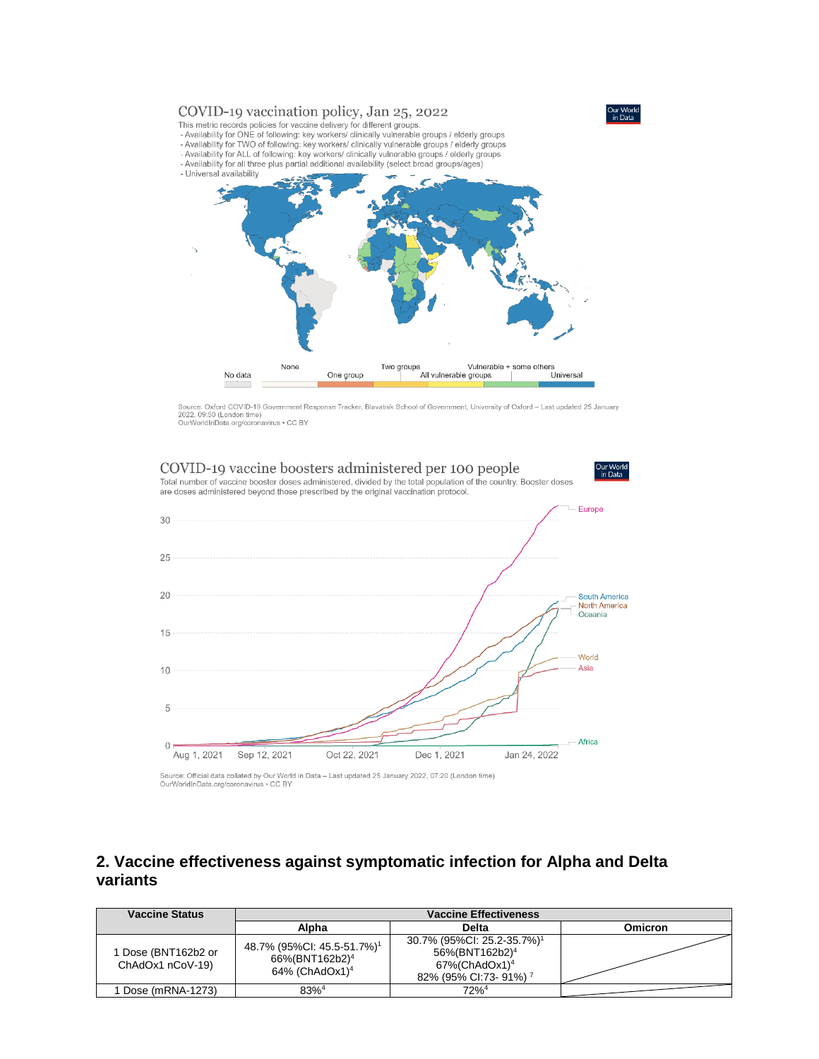COVID-19 vaccination policy, Jan 25, 2022

This metric records policies for vaccine delivery for different groups.
- Availability for ONE of following: key workers/ clinically vulnerable groups / elderly groups
- Availability for TWO of following: key workers/ clinically vulnerable groups / elderly groups
- Availability for ALL of following: key workers/ clinically vulnerable groups / elderly groups
- Availability for all three plus partial additional availability (select broad groups/ages)
- Universal availability

No data | None | One group | Two groups | All vulnerable groups | Vulnerable + some others | Universal

Source: Oxford COVID-19 Government Response Tracker, Blavatnik School of Government, University of Oxford – Last updated 25 January 2022, 09:50 (London time)
OurWorldInData.org/coronavirus • CC BY

COVID-19 vaccine boosters administered per 100 people

Total number of vaccine booster doses administered, divided by the total population of the country. Booster doses are doses administered beyond those prescribed by the original vaccination protocol.

Source: Official data collated by Our World in Data – Last updated 25 January 2022, 07:20 (London time)
OurWorldInData.org/coronavirus • CC BY

## 2. Vaccine effectiveness against symptomatic infection for Alpha and Delta variants

| Vaccine Status | Vaccine Effectiveness | | |
|---|---|---|---|
| | Alpha | Delta | Omicron |
| 1 Dose (BNT162b2 or ChAdOx1 nCoV-19) | 48.7% (95%CI: 45.5-51.7%)[1] 66%(BNT162b2)[4] 64% (ChAdOx1)[4] | 30.7% (95%CI: 25.2-35.7%)[1] 56%(BNT162b2)[4] 67%(ChAdOx1)[4] 82% (95% CI:73- 91%) [7] | |
| 1 Dose (mRNA-1273) | 83%[4] | 72%[4] | |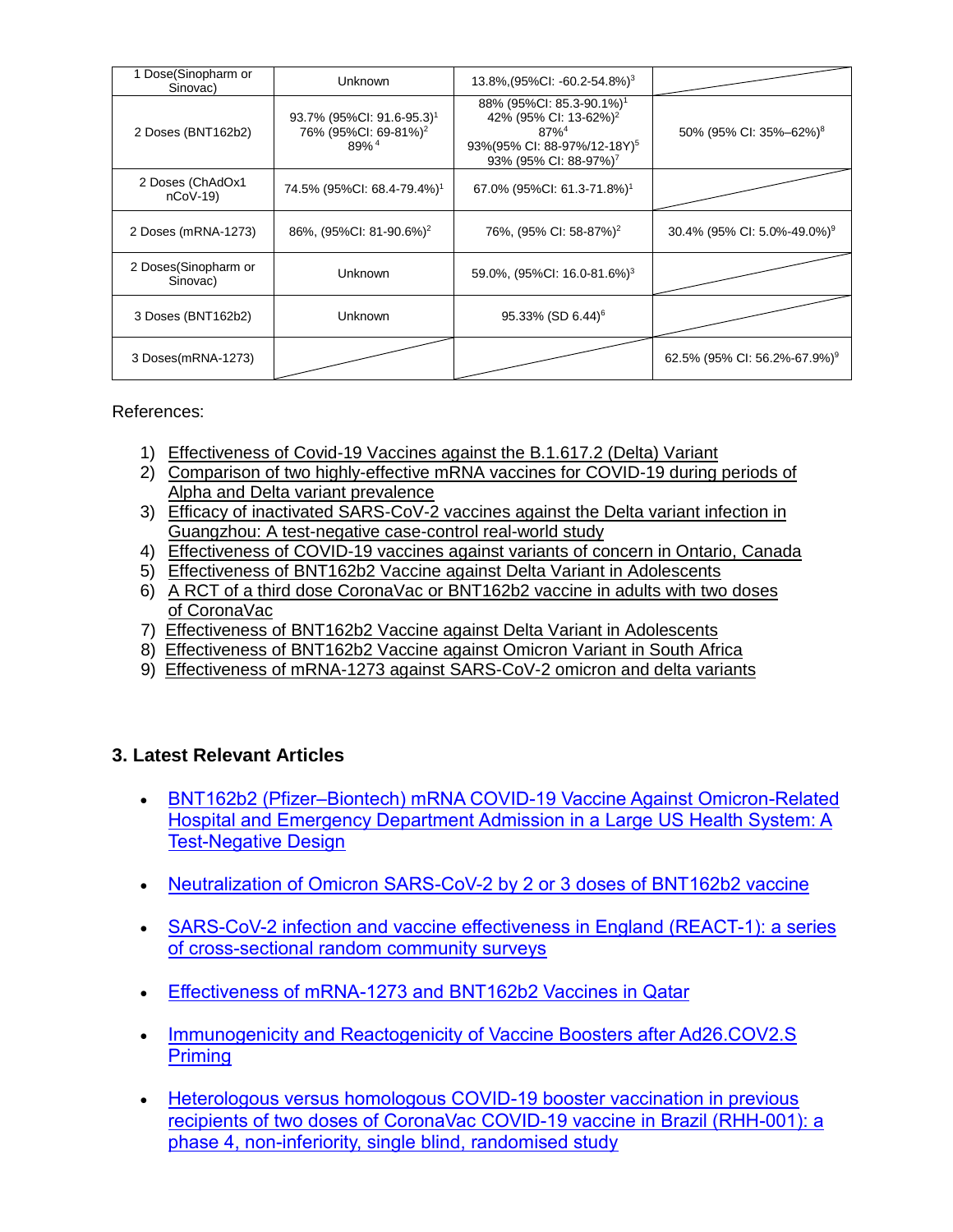| 1 Dose(Sinopharm or Sinovac) | Unknown | 13.8%,(95%CI: -60.2-54.8%)[3] | |
|---|---|---|---|
| 2 Doses (BNT162b2) | 93.7% (95%CI: 91.6-95.3)[1] 76% (95%CI: 69-81%)[2] 89%[4] | 88% (95%CI: 85.3-90.1%)[1] 42% (95% CI: 13-62%)[2] 87%[4] 93%(95% CI: 88-97%/12-18Y)[5] 93% (95% CI: 88-97%)[7] | 50% (95% CI: 35%–62%)[8] |
| 2 Doses (ChAdOx1 nCoV-19) | 74.5% (95%CI: 68.4-79.4%)[1] | 67.0% (95%CI: 61.3-71.8%)[1] | |
| 2 Doses (mRNA-1273) | 86%, (95%CI: 81-90.6%)[2] | 76%, (95% CI: 58-87%)[2] | 30.4% (95% CI: 5.0%-49.0%)[9] |
| 2 Doses(Sinopharm or Sinovac) | Unknown | 59.0%, (95%CI: 16.0-81.6%)[3] | |
| 3 Doses (BNT162b2) | Unknown | 95.33% (SD 6.44)[6] | |
| 3 Doses(mRNA-1273) | | | 62.5% (95% CI: 56.2%-67.9%)[9] |

References:

1) Effectiveness of Covid-19 Vaccines against the B.1.617.2 (Delta) Variant
2) Comparison of two highly-effective mRNA vaccines for COVID-19 during periods of Alpha and Delta variant prevalence
3) Efficacy of inactivated SARS-CoV-2 vaccines against the Delta variant infection in Guangzhou: A test-negative case-control real-world study
4) Effectiveness of COVID-19 vaccines against variants of concern in Ontario, Canada
5) Effectiveness of BNT162b2 Vaccine against Delta Variant in Adolescents
6) A RCT of a third dose CoronaVac or BNT162b2 vaccine in adults with two doses of CoronaVac
7) Effectiveness of BNT162b2 Vaccine against Delta Variant in Adolescents
8) Effectiveness of BNT162b2 Vaccine against Omicron Variant in South Africa
9) Effectiveness of mRNA-1273 against SARS-CoV-2 omicron and delta variants

## 3. Latest Relevant Articles

- BNT162b2 (Pfizer–Biontech) mRNA COVID-19 Vaccine Against Omicron-Related Hospital and Emergency Department Admission in a Large US Health System: A Test-Negative Design
- Neutralization of Omicron SARS-CoV-2 by 2 or 3 doses of BNT162b2 vaccine
- SARS-CoV-2 infection and vaccine effectiveness in England (REACT-1): a series of cross-sectional random community surveys
- Effectiveness of mRNA-1273 and BNT162b2 Vaccines in Qatar
- Immunogenicity and Reactogenicity of Vaccine Boosters after Ad26.COV2.S Priming
- Heterologous versus homologous COVID-19 booster vaccination in previous recipients of two doses of CoronaVac COVID-19 vaccine in Brazil (RHH-001): a phase 4, non-inferiority, single blind, randomised study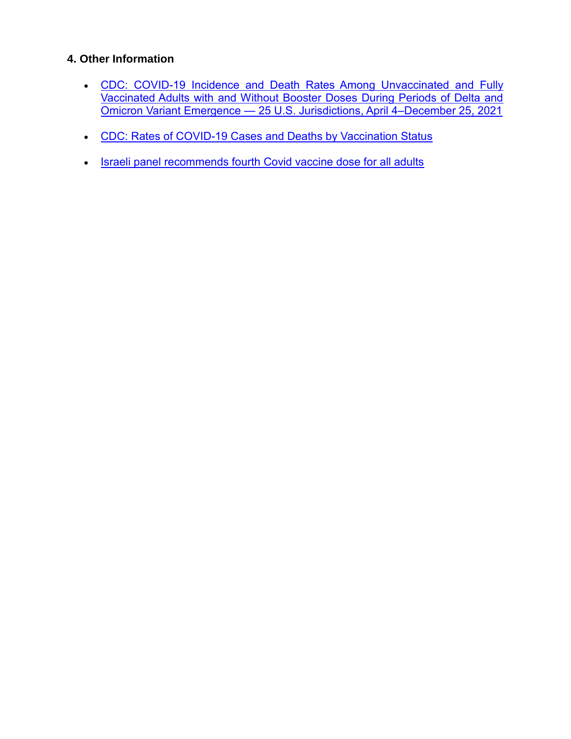### 4. Other Information

- CDC: COVID-19 Incidence and Death Rates Among Unvaccinated and Fully Vaccinated Adults with and Without Booster Doses During Periods of Delta and Omicron Variant Emergence — 25 U.S. Jurisdictions, April 4–December 25, 2021
- CDC: Rates of COVID-19 Cases and Deaths by Vaccination Status
- Israeli panel recommends fourth Covid vaccine dose for all adults